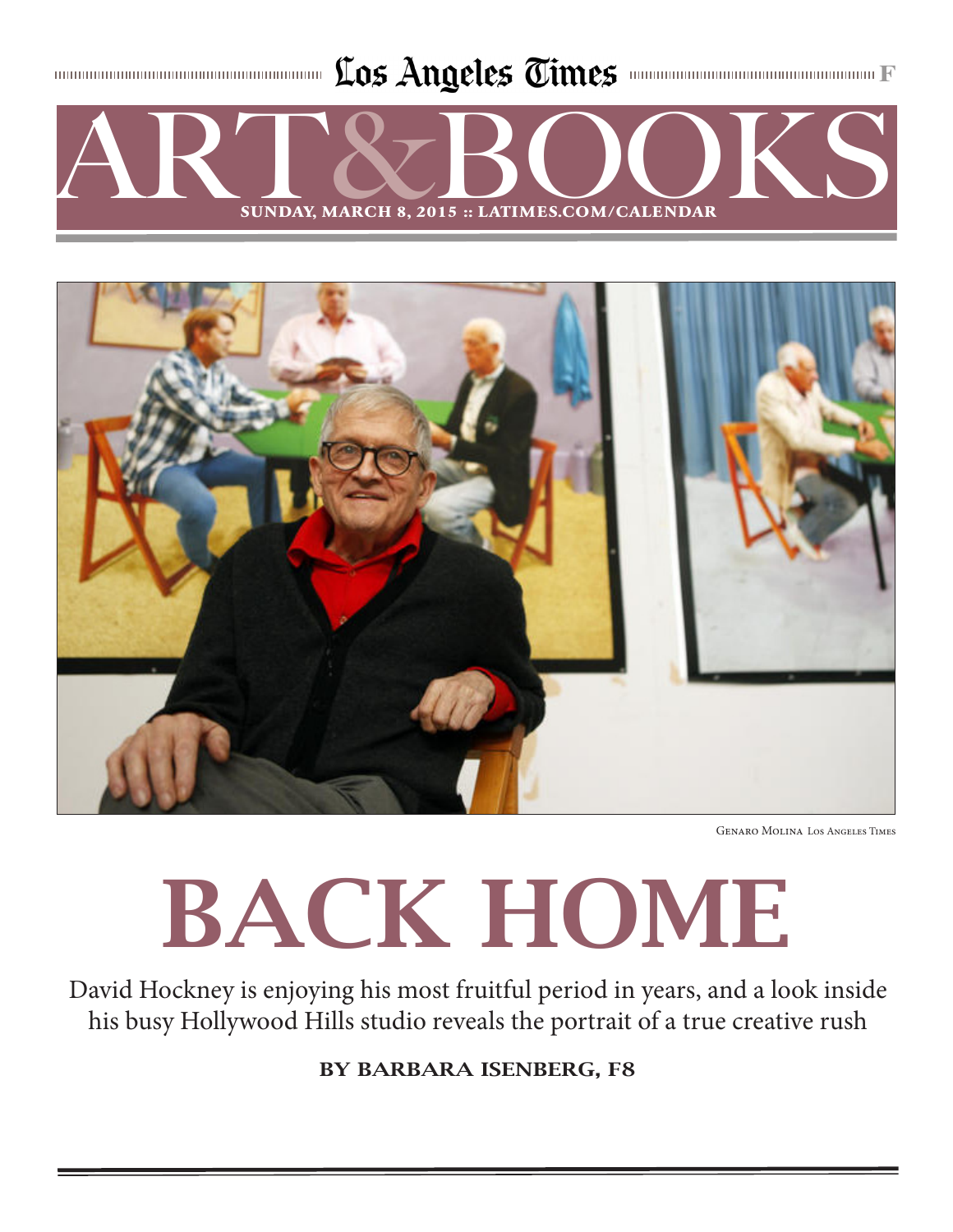Los Angeles Times

# ART&BOOKS

**SUNDAY, MARCH 8, 2015 :: LATIMES.COM/CALENDAR**

GENARO MOLINA Los Angeles Times

# BACK HOME

David Hockney is enjoying his most fruitful period in years, and a look inside his busy Hollywood Hills studio reveals the portrait of a true creative rush

**BY BARBARA ISENBERG, F8**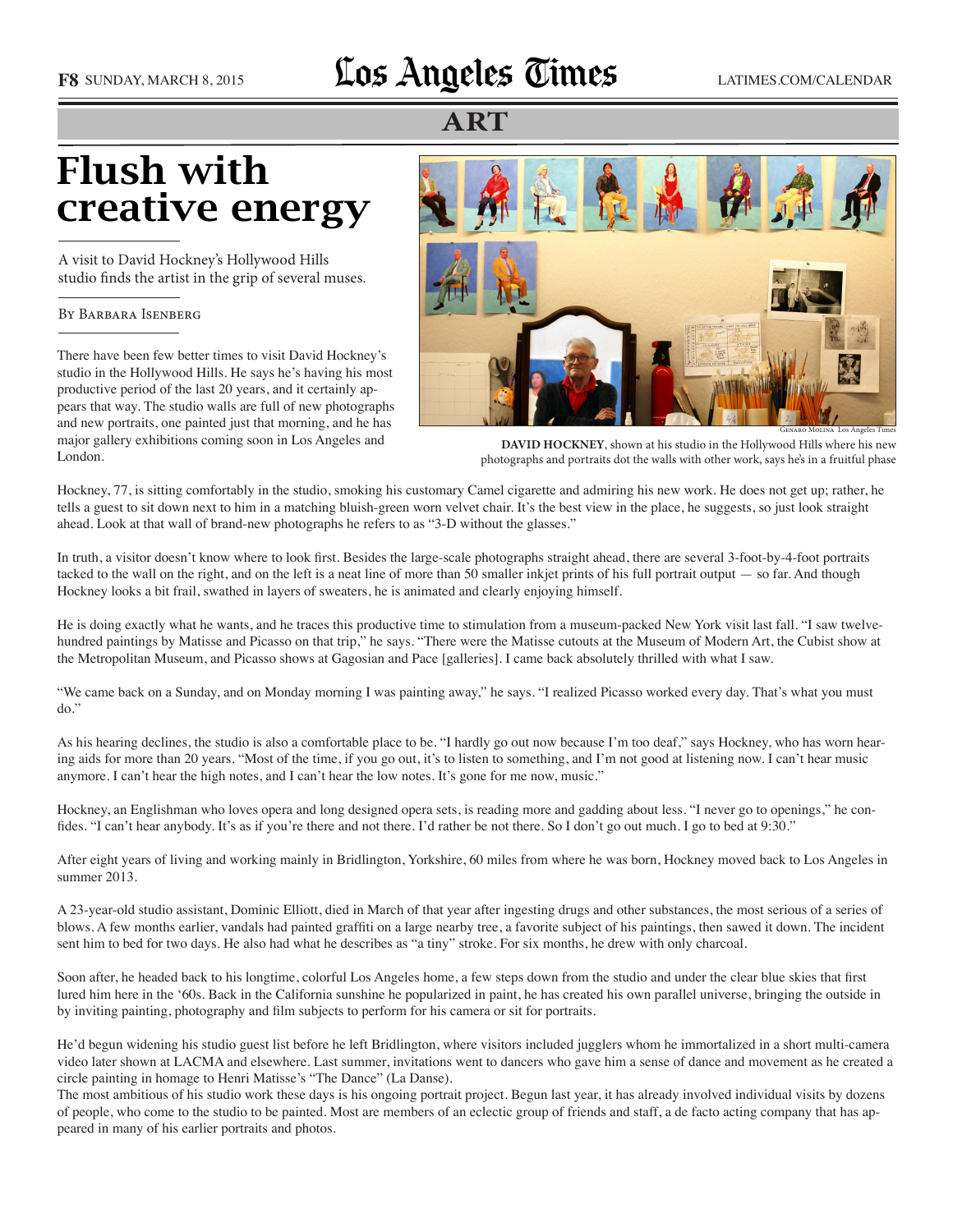ART

# Flush with creative energy

A visit to David Hockney's Hollywood Hills studio finds the artist in the grip of several muses.

By Barbara Isenberg

There have been few better times to visit David Hockney's studio in the Hollywood Hills. He says he's having his most productive period of the last 20 years, and it certainly appears that way. The studio walls are full of new photographs and new portraits, one painted just that morning, and he has major gallery exhibitions coming soon in Los Angeles and London.

Genaro Molina Los Angeles Times

**DAVID HOCKNEY**, shown at his studio in the Hollywood Hills where his new photographs and portraits dot the walls with other work, says he's in a fruitful phase

Hockney, 77, is sitting comfortably in the studio, smoking his customary Camel cigarette and admiring his new work. He does not get up; rather, he tells a guest to sit down next to him in a matching bluish-green worn velvet chair. It's the best view in the place, he suggests, so just look straight ahead. Look at that wall of brand-new photographs he refers to as "3-D without the glasses."

In truth, a visitor doesn't know where to look first. Besides the large-scale photographs straight ahead, there are several 3-foot-by-4-foot portraits tacked to the wall on the right, and on the left is a neat line of more than 50 smaller inkjet prints of his full portrait output — so far. And though Hockney looks a bit frail, swathed in layers of sweaters, he is animated and clearly enjoying himself.

He is doing exactly what he wants, and he traces this productive time to stimulation from a museum-packed New York visit last fall. "I saw twelve-hundred paintings by Matisse and Picasso on that trip," he says. "There were the Matisse cutouts at the Museum of Modern Art, the Cubist show at the Metropolitan Museum, and Picasso shows at Gagosian and Pace [galleries]. I came back absolutely thrilled with what I saw.

"We came back on a Sunday, and on Monday morning I was painting away," he says. "I realized Picasso worked every day. That's what you must do."

As his hearing declines, the studio is also a comfortable place to be. "I hardly go out now because I'm too deaf," says Hockney, who has worn hearing aids for more than 20 years. "Most of the time, if you go out, it's to listen to something, and I'm not good at listening now. I can't hear music anymore. I can't hear the high notes, and I can't hear the low notes. It's gone for me now, music."

Hockney, an Englishman who loves opera and long designed opera sets, is reading more and gadding about less. "I never go to openings," he confides. "I can't hear anybody. It's as if you're there and not there. I'd rather be not there. So I don't go out much. I go to bed at 9:30."

After eight years of living and working mainly in Bridlington, Yorkshire, 60 miles from where he was born, Hockney moved back to Los Angeles in summer 2013.

A 23-year-old studio assistant, Dominic Elliott, died in March of that year after ingesting drugs and other substances, the most serious of a series of blows. A few months earlier, vandals had painted graffiti on a large nearby tree, a favorite subject of his paintings, then sawed it down. The incident sent him to bed for two days. He also had what he describes as "a tiny" stroke. For six months, he drew with only charcoal.

Soon after, he headed back to his longtime, colorful Los Angeles home, a few steps down from the studio and under the clear blue skies that first lured him here in the '60s. Back in the California sunshine he popularized in paint, he has created his own parallel universe, bringing the outside in by inviting painting, photography and film subjects to perform for his camera or sit for portraits.

He'd begun widening his studio guest list before he left Bridlington, where visitors included jugglers whom he immortalized in a short multi-camera video later shown at LACMA and elsewhere. Last summer, invitations went to dancers who gave him a sense of dance and movement as he created a circle painting in homage to Henri Matisse's "The Dance" (La Danse).

The most ambitious of his studio work these days is his ongoing portrait project. Begun last year, it has already involved individual visits by dozens of people, who come to the studio to be painted. Most are members of an eclectic group of friends and staff, a de facto acting company that has appeared in many of his earlier portraits and photos.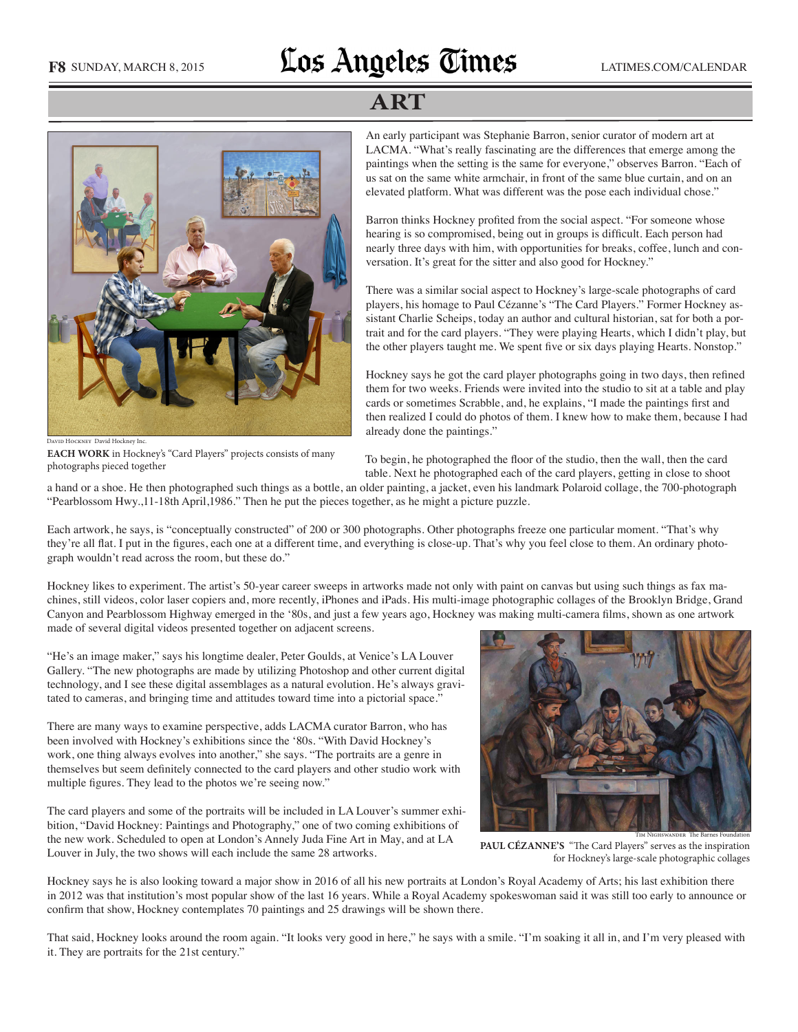## ART

David Hockney David Hockney Inc.

**EACH WORK** in Hockney's "Card Players" projects consists of many photographs pieced together

An early participant was Stephanie Barron, senior curator of modern art at LACMA. "What's really fascinating are the differences that emerge among the paintings when the setting is the same for everyone," observes Barron. "Each of us sat on the same white armchair, in front of the same blue curtain, and on an elevated platform. What was different was the pose each individual chose."

Barron thinks Hockney profited from the social aspect. "For someone whose hearing is so compromised, being out in groups is difficult. Each person had nearly three days with him, with opportunities for breaks, coffee, lunch and conversation. It's great for the sitter and also good for Hockney."

There was a similar social aspect to Hockney's large-scale photographs of card players, his homage to Paul Cézanne's "The Card Players." Former Hockney assistant Charlie Scheips, today an author and cultural historian, sat for both a portrait and for the card players. "They were playing Hearts, which I didn't play, but the other players taught me. We spent five or six days playing Hearts. Nonstop."

Hockney says he got the card player photographs going in two days, then refined them for two weeks. Friends were invited into the studio to sit at a table and play cards or sometimes Scrabble, and, he explains, "I made the paintings first and then realized I could do photos of them. I knew how to make them, because I had already done the paintings."

To begin, he photographed the floor of the studio, then the wall, then the card table. Next he photographed each of the card players, getting in close to shoot a hand or a shoe. He then photographed such things as a bottle, an older painting, a jacket, even his landmark Polaroid collage, the 700-photograph "Pearblossom Hwy.,11-18th April,1986." Then he put the pieces together, as he might a picture puzzle.

Each artwork, he says, is "conceptually constructed" of 200 or 300 photographs. Other photographs freeze one particular moment. "That's why they're all flat. I put in the figures, each one at a different time, and everything is close-up. That's why you feel close to them. An ordinary photograph wouldn't read across the room, but these do."

Hockney likes to experiment. The artist's 50-year career sweeps in artworks made not only with paint on canvas but using such things as fax machines, still videos, color laser copiers and, more recently, iPhones and iPads. His multi-image photographic collages of the Brooklyn Bridge, Grand Canyon and Pearblossom Highway emerged in the '80s, and just a few years ago, Hockney was making multi-camera films, shown as one artwork made of several digital videos presented together on adjacent screens.

"He's an image maker," says his longtime dealer, Peter Goulds, at Venice's LA Louver Gallery. "The new photographs are made by utilizing Photoshop and other current digital technology, and I see these digital assemblages as a natural evolution. He's always gravitated to cameras, and bringing time and attitudes toward time into a pictorial space."

There are many ways to examine perspective, adds LACMA curator Barron, who has been involved with Hockney's exhibitions since the '80s. "With David Hockney's work, one thing always evolves into another," she says. "The portraits are a genre in themselves but seem definitely connected to the card players and other studio work with multiple figures. They lead to the photos we're seeing now."

The card players and some of the portraits will be included in LA Louver's summer exhibition, "David Hockney: Paintings and Photography," one of two coming exhibitions of the new work. Scheduled to open at London's Annely Juda Fine Art in May, and at LA Louver in July, the two shows will each include the same 28 artworks.

Tim Nighswander The Barnes Foundation

**PAUL CÉZANNE'S** "The Card Players" serves as the inspiration for Hockney's large-scale photographic collages

Hockney says he is also looking toward a major show in 2016 of all his new portraits at London's Royal Academy of Arts; his last exhibition there in 2012 was that institution's most popular show of the last 16 years. While a Royal Academy spokeswoman said it was still too early to announce or confirm that show, Hockney contemplates 70 paintings and 25 drawings will be shown there.

That said, Hockney looks around the room again. "It looks very good in here," he says with a smile. "I'm soaking it all in, and I'm very pleased with it. They are portraits for the 21st century."